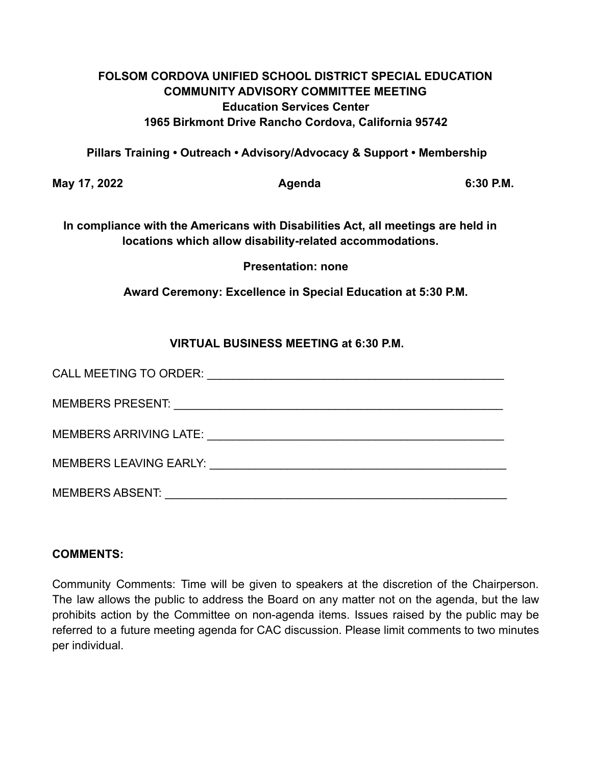**FOLSOM CORDOVA UNIFIED SCHOOL DISTRICT SPECIAL EDUCATION COMMUNITY ADVISORY COMMITTEE MEETING**
**Education Services Center**
**1965 Birkmont Drive Rancho Cordova, California 95742**

**Pillars Training • Outreach • Advisory/Advocacy & Support • Membership**

**May 17, 2022** **Agenda** **6:30 P.M.**

**In compliance with the Americans with Disabilities Act, all meetings are held in locations which allow disability-related accommodations.**

**Presentation: none**

**Award Ceremony: Excellence in Special Education at 5:30 P.M.**

**VIRTUAL BUSINESS MEETING at 6:30 P.M.**

CALL MEETING TO ORDER: ______________________________________________

MEMBERS PRESENT: ___________________________________________________

MEMBERS ARRIVING LATE: ______________________________________________

MEMBERS LEAVING EARLY: ______________________________________________

MEMBERS ABSENT: ____________________________________________________

**COMMENTS:**

Community Comments: Time will be given to speakers at the discretion of the Chairperson. The law allows the public to address the Board on any matter not on the agenda, but the law prohibits action by the Committee on non-agenda items. Issues raised by the public may be referred to a future meeting agenda for CAC discussion. Please limit comments to two minutes per individual.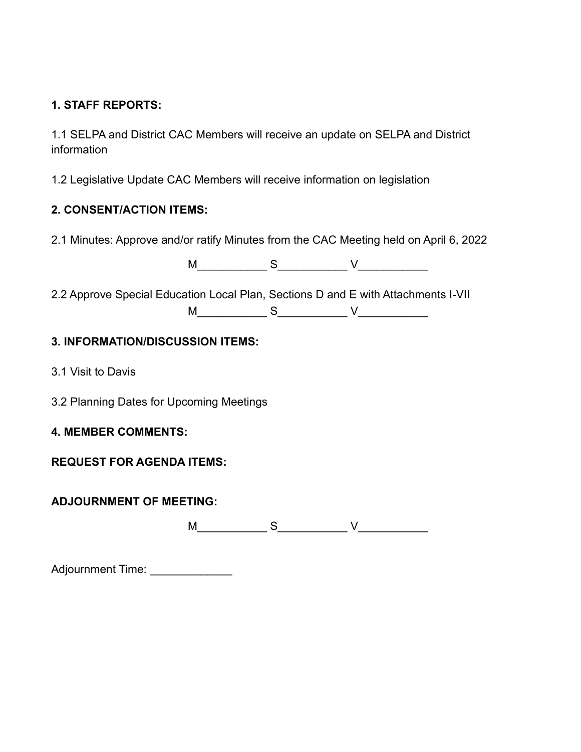**1. STAFF REPORTS:**

1.1 SELPA and District CAC Members will receive an update on SELPA and District information

1.2 Legislative Update CAC Members will receive information on legislation

**2. CONSENT/ACTION ITEMS:**

2.1 Minutes: Approve and/or ratify Minutes from the CAC Meeting held on April 6, 2022

M___________ S___________ V___________

2.2 Approve Special Education Local Plan, Sections D and E with Attachments I-VII

M___________ S___________ V___________

**3. INFORMATION/DISCUSSION ITEMS:**

3.1 Visit to Davis

3.2 Planning Dates for Upcoming Meetings

**4. MEMBER COMMENTS:**

**REQUEST FOR AGENDA ITEMS:**

**ADJOURNMENT OF MEETING:**

M___________ S___________ V___________

Adjournment Time: _____________